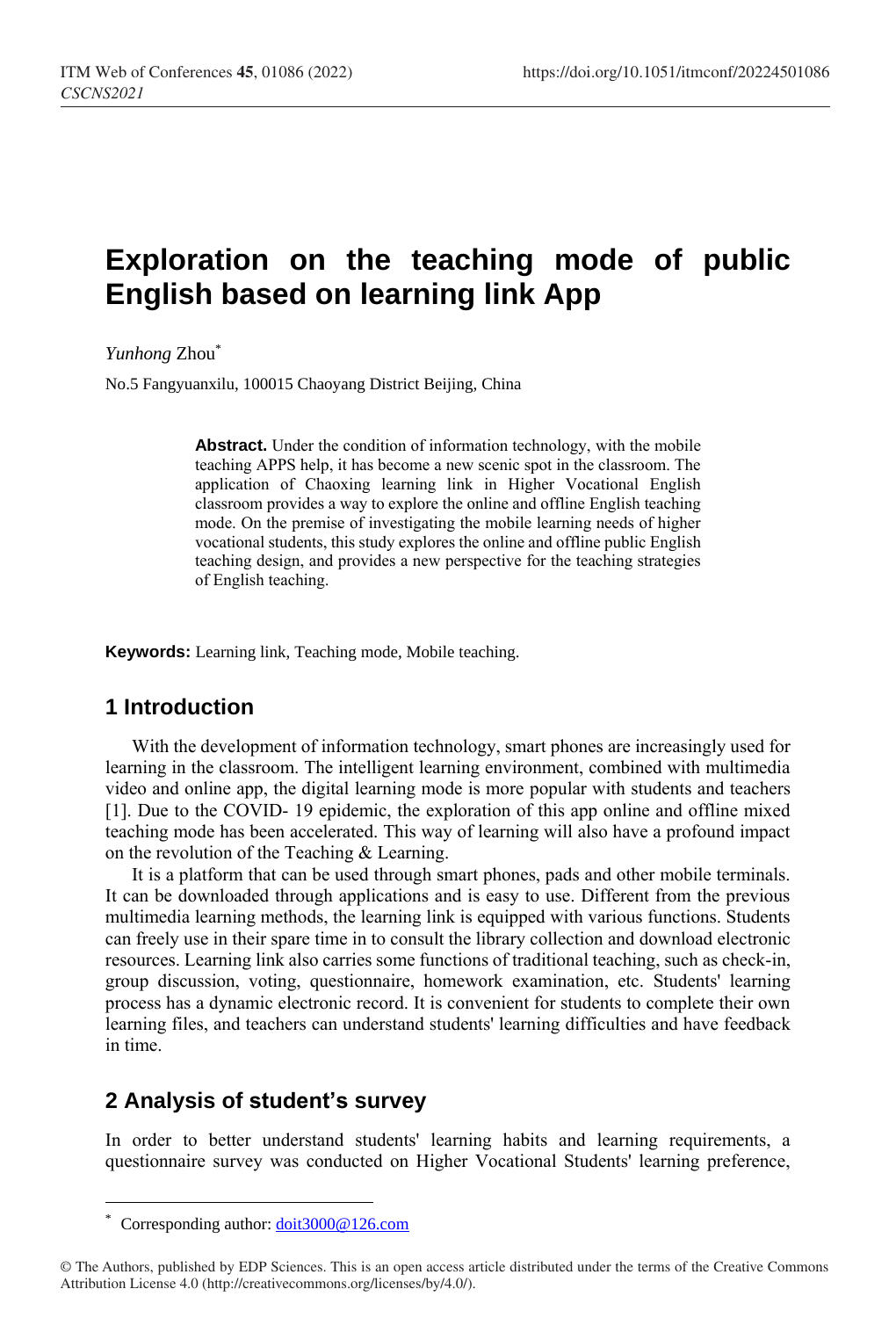# Exploration on the teaching mode of public English based on learning link App

*Yunhong* Zhou*

No.5 Fangyuanxilu, 100015 Chaoyang District Beijing, China

**Abstract.** Under the condition of information technology, with the mobile teaching APPS help, it has become a new scenic spot in the classroom. The application of Chaoxing learning link in Higher Vocational English classroom provides a way to explore the online and offline English teaching mode. On the premise of investigating the mobile learning needs of higher vocational students, this study explores the online and offline public English teaching design, and provides a new perspective for the teaching strategies of English teaching.

**Keywords:** Learning link, Teaching mode, Mobile teaching.

## 1 Introduction

With the development of information technology, smart phones are increasingly used for learning in the classroom. The intelligent learning environment, combined with multimedia video and online app, the digital learning mode is more popular with students and teachers [1]. Due to the COVID- 19 epidemic, the exploration of this app online and offline mixed teaching mode has been accelerated. This way of learning will also have a profound impact on the revolution of the Teaching & Learning.

It is a platform that can be used through smart phones, pads and other mobile terminals. It can be downloaded through applications and is easy to use. Different from the previous multimedia learning methods, the learning link is equipped with various functions. Students can freely use in their spare time in to consult the library collection and download electronic resources. Learning link also carries some functions of traditional teaching, such as check-in, group discussion, voting, questionnaire, homework examination, etc. Students' learning process has a dynamic electronic record. It is convenient for students to complete their own learning files, and teachers can understand students' learning difficulties and have feedback in time.

## 2 Analysis of student's survey

In order to better understand students' learning habits and learning requirements, a questionnaire survey was conducted on Higher Vocational Students' learning preference,

---

* Corresponding author: doit3000@126.com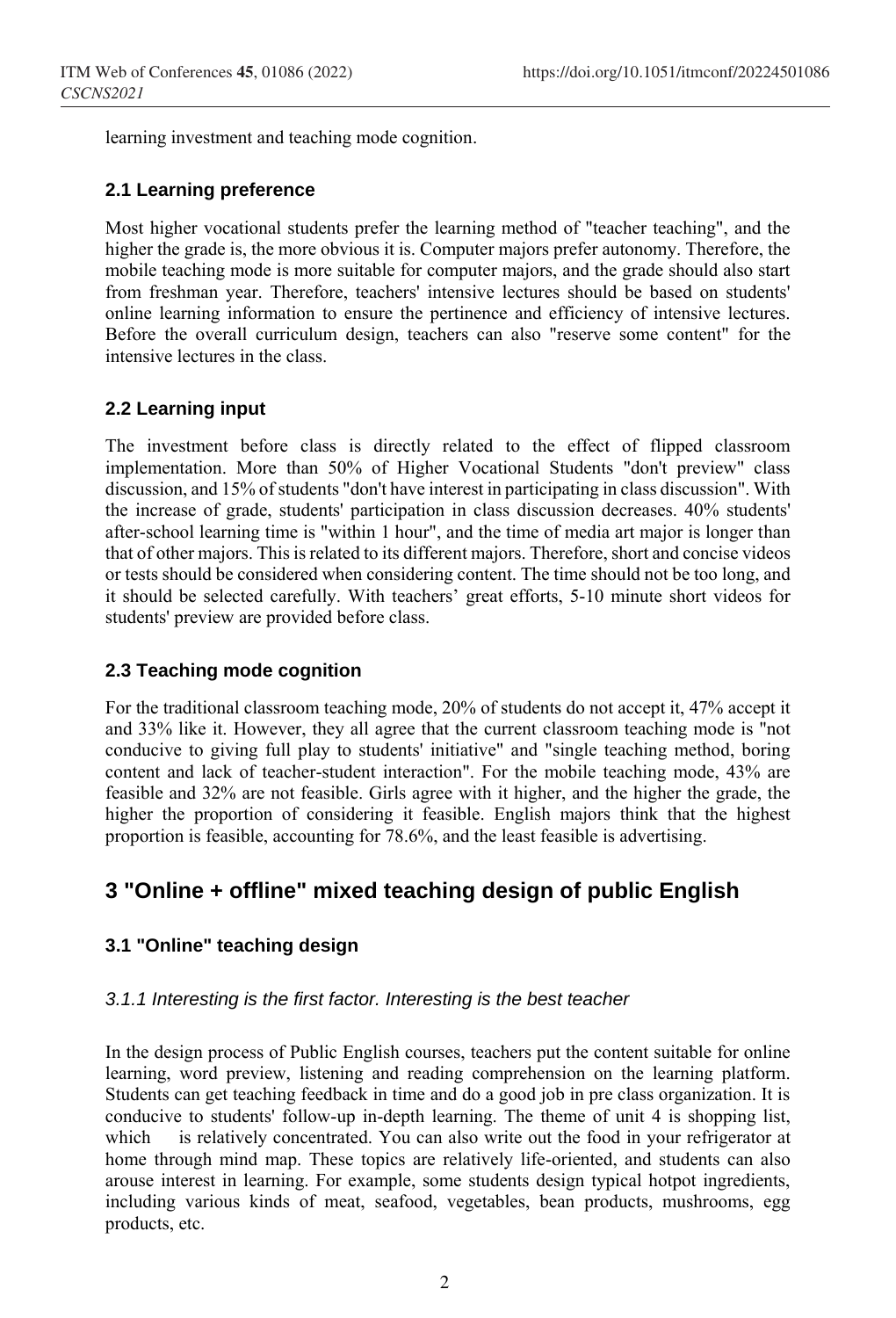learning investment and teaching mode cognition.

### 2.1 Learning preference

Most higher vocational students prefer the learning method of "teacher teaching", and the higher the grade is, the more obvious it is. Computer majors prefer autonomy. Therefore, the mobile teaching mode is more suitable for computer majors, and the grade should also start from freshman year. Therefore, teachers' intensive lectures should be based on students' online learning information to ensure the pertinence and efficiency of intensive lectures. Before the overall curriculum design, teachers can also "reserve some content" for the intensive lectures in the class.

### 2.2 Learning input

The investment before class is directly related to the effect of flipped classroom implementation. More than 50% of Higher Vocational Students "don't preview" class discussion, and 15% of students "don't have interest in participating in class discussion". With the increase of grade, students' participation in class discussion decreases. 40% students' after-school learning time is "within 1 hour", and the time of media art major is longer than that of other majors. This is related to its different majors. Therefore, short and concise videos or tests should be considered when considering content. The time should not be too long, and it should be selected carefully. With teachers' great efforts, 5-10 minute short videos for students' preview are provided before class.

### 2.3 Teaching mode cognition

For the traditional classroom teaching mode, 20% of students do not accept it, 47% accept it and 33% like it. However, they all agree that the current classroom teaching mode is "not conducive to giving full play to students' initiative" and "single teaching method, boring content and lack of teacher-student interaction". For the mobile teaching mode, 43% are feasible and 32% are not feasible. Girls agree with it higher, and the higher the grade, the higher the proportion of considering it feasible. English majors think that the highest proportion is feasible, accounting for 78.6%, and the least feasible is advertising.

## 3 "Online + offline" mixed teaching design of public English

### 3.1 "Online" teaching design

#### *3.1.1 Interesting is the first factor. Interesting is the best teacher*

In the design process of Public English courses, teachers put the content suitable for online learning, word preview, listening and reading comprehension on the learning platform. Students can get teaching feedback in time and do a good job in pre class organization. It is conducive to students' follow-up in-depth learning. The theme of unit 4 is shopping list, which is relatively concentrated. You can also write out the food in your refrigerator at home through mind map. These topics are relatively life-oriented, and students can also arouse interest in learning. For example, some students design typical hotpot ingredients, including various kinds of meat, seafood, vegetables, bean products, mushrooms, egg products, etc.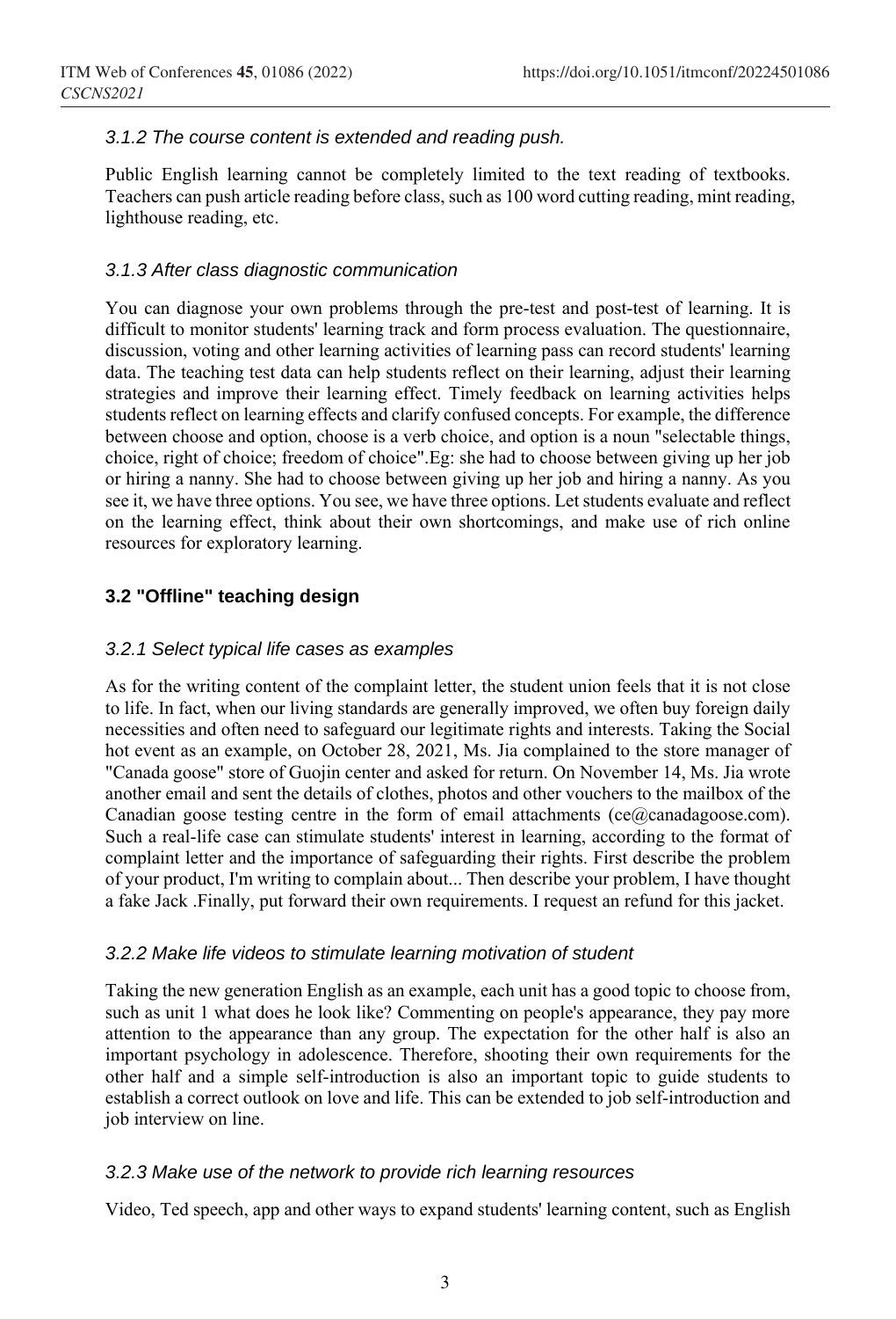### 3.1.2 The course content is extended and reading push.

Public English learning cannot be completely limited to the text reading of textbooks. Teachers can push article reading before class, such as 100 word cutting reading, mint reading, lighthouse reading, etc.

### 3.1.3 After class diagnostic communication

You can diagnose your own problems through the pre-test and post-test of learning. It is difficult to monitor students' learning track and form process evaluation. The questionnaire, discussion, voting and other learning activities of learning pass can record students' learning data. The teaching test data can help students reflect on their learning, adjust their learning strategies and improve their learning effect. Timely feedback on learning activities helps students reflect on learning effects and clarify confused concepts. For example, the difference between choose and option, choose is a verb choice, and option is a noun "selectable things, choice, right of choice; freedom of choice".Eg: she had to choose between giving up her job or hiring a nanny. She had to choose between giving up her job and hiring a nanny. As you see it, we have three options. You see, we have three options. Let students evaluate and reflect on the learning effect, think about their own shortcomings, and make use of rich online resources for exploratory learning.

## 3.2 "Offline" teaching design

### 3.2.1 Select typical life cases as examples

As for the writing content of the complaint letter, the student union feels that it is not close to life. In fact, when our living standards are generally improved, we often buy foreign daily necessities and often need to safeguard our legitimate rights and interests. Taking the Social hot event as an example, on October 28, 2021, Ms. Jia complained to the store manager of "Canada goose" store of Guojin center and asked for return. On November 14, Ms. Jia wrote another email and sent the details of clothes, photos and other vouchers to the mailbox of the Canadian goose testing centre in the form of email attachments (ce@canadagoose.com). Such a real-life case can stimulate students' interest in learning, according to the format of complaint letter and the importance of safeguarding their rights. First describe the problem of your product, I'm writing to complain about... Then describe your problem, I have thought a fake Jack .Finally, put forward their own requirements. I request an refund for this jacket.

### 3.2.2 Make life videos to stimulate learning motivation of student

Taking the new generation English as an example, each unit has a good topic to choose from, such as unit 1 what does he look like? Commenting on people's appearance, they pay more attention to the appearance than any group. The expectation for the other half is also an important psychology in adolescence. Therefore, shooting their own requirements for the other half and a simple self-introduction is also an important topic to guide students to establish a correct outlook on love and life. This can be extended to job self-introduction and job interview on line.

### 3.2.3 Make use of the network to provide rich learning resources

Video, Ted speech, app and other ways to expand students' learning content, such as English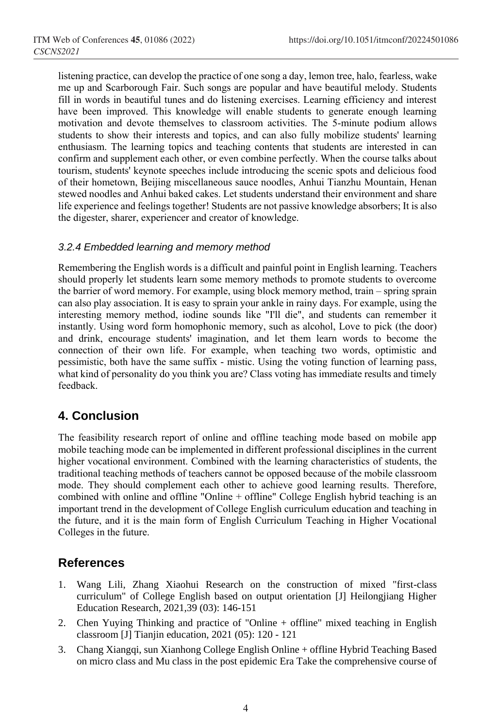listening practice, can develop the practice of one song a day, lemon tree, halo, fearless, wake me up and Scarborough Fair. Such songs are popular and have beautiful melody. Students fill in words in beautiful tunes and do listening exercises. Learning efficiency and interest have been improved. This knowledge will enable students to generate enough learning motivation and devote themselves to classroom activities. The 5-minute podium allows students to show their interests and topics, and can also fully mobilize students' learning enthusiasm. The learning topics and teaching contents that students are interested in can confirm and supplement each other, or even combine perfectly. When the course talks about tourism, students' keynote speeches include introducing the scenic spots and delicious food of their hometown, Beijing miscellaneous sauce noodles, Anhui Tianzhu Mountain, Henan stewed noodles and Anhui baked cakes. Let students understand their environment and share life experience and feelings together! Students are not passive knowledge absorbers; It is also the digester, sharer, experiencer and creator of knowledge.

### *3.2.4 Embedded learning and memory method*

Remembering the English words is a difficult and painful point in English learning. Teachers should properly let students learn some memory methods to promote students to overcome the barrier of word memory. For example, using block memory method, train – spring sprain can also play association. It is easy to sprain your ankle in rainy days. For example, using the interesting memory method, iodine sounds like "I'll die", and students can remember it instantly. Using word form homophonic memory, such as alcohol, Love to pick (the door) and drink, encourage students' imagination, and let them learn words to become the connection of their own life. For example, when teaching two words, optimistic and pessimistic, both have the same suffix - mistic. Using the voting function of learning pass, what kind of personality do you think you are? Class voting has immediate results and timely feedback.

## 4. Conclusion

The feasibility research report of online and offline teaching mode based on mobile app mobile teaching mode can be implemented in different professional disciplines in the current higher vocational environment. Combined with the learning characteristics of students, the traditional teaching methods of teachers cannot be opposed because of the mobile classroom mode. They should complement each other to achieve good learning results. Therefore, combined with online and offline "Online + offline" College English hybrid teaching is an important trend in the development of College English curriculum education and teaching in the future, and it is the main form of English Curriculum Teaching in Higher Vocational Colleges in the future.

## References

1. Wang Lili, Zhang Xiaohui Research on the construction of mixed "first-class curriculum" of College English based on output orientation [J] Heilongjiang Higher Education Research, 2021,39 (03): 146-151
2. Chen Yuying Thinking and practice of "Online + offline" mixed teaching in English classroom [J] Tianjin education, 2021 (05): 120 - 121
3. Chang Xiangqi, sun Xianhong College English Online + offline Hybrid Teaching Based on micro class and Mu class in the post epidemic Era Take the comprehensive course of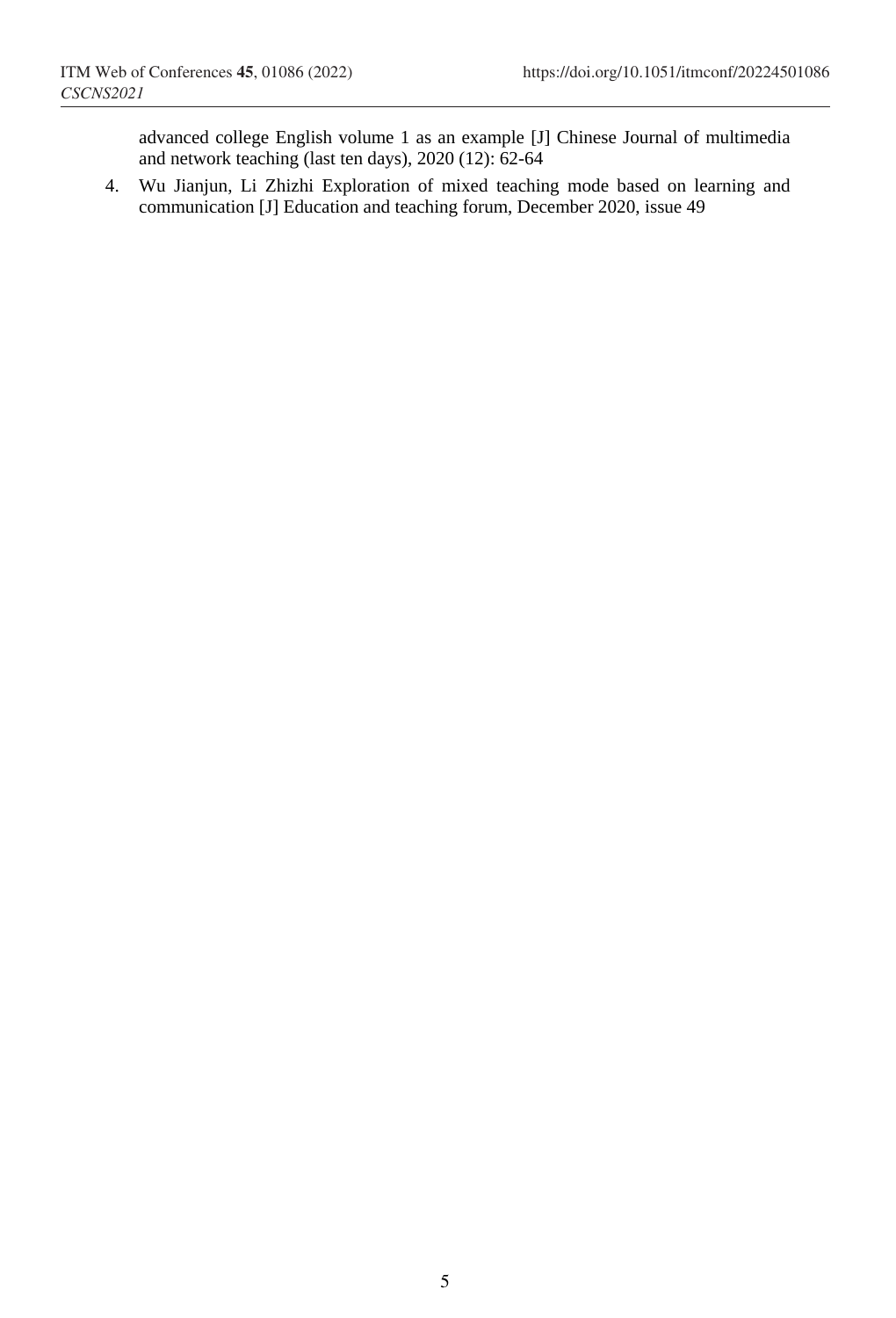advanced college English volume 1 as an example [J] Chinese Journal of multimedia and network teaching (last ten days), 2020 (12): 62-64

4. Wu Jianjun, Li Zhizhi Exploration of mixed teaching mode based on learning and communication [J] Education and teaching forum, December 2020, issue 49